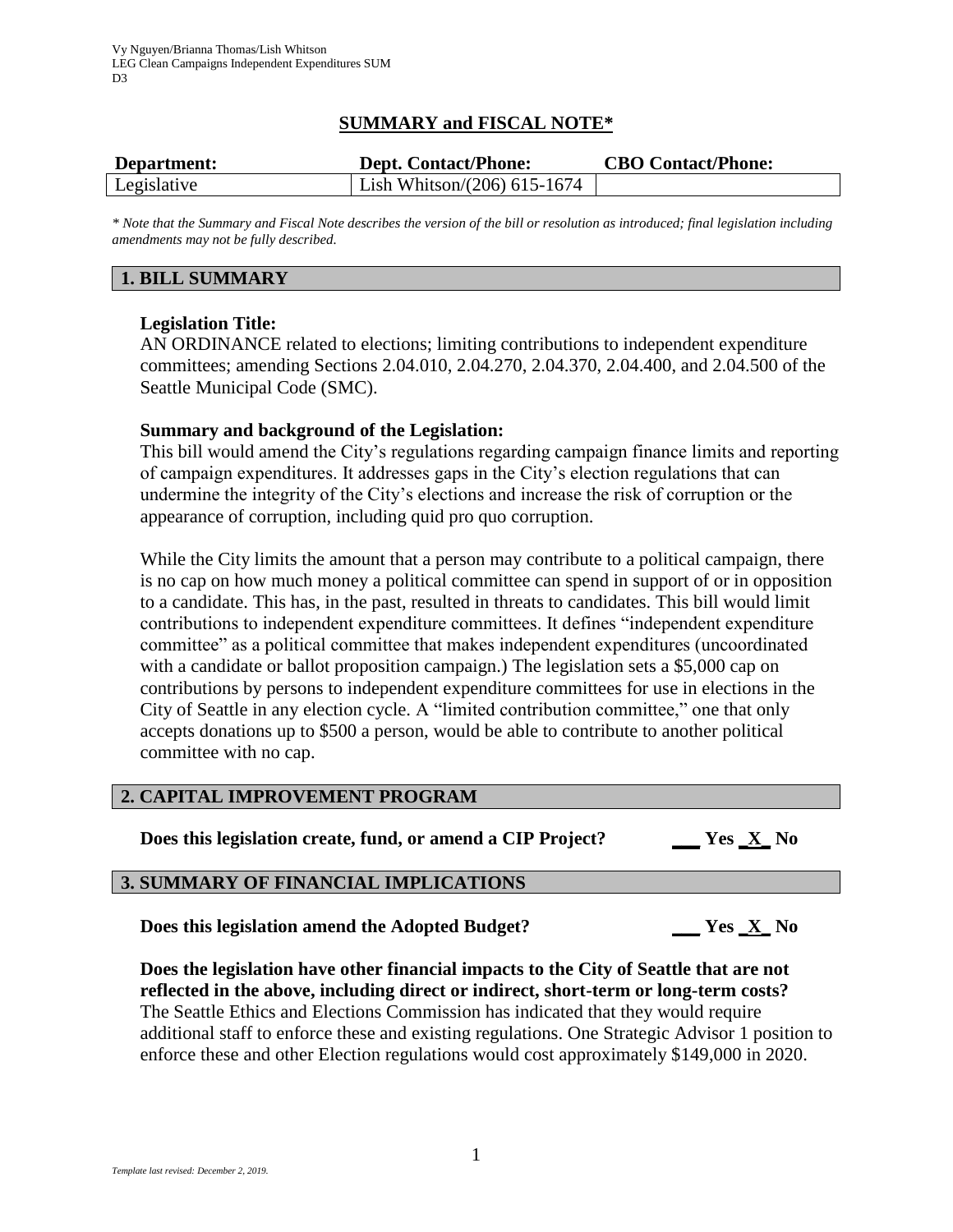Vy Nguyen/Brianna Thomas/Lish Whitson
LEG Clean Campaigns Independent Expenditures SUM
D3

# SUMMARY and FISCAL NOTE*

| Department: | Dept. Contact/Phone: | CBO Contact/Phone: |
|---|---|---|
| Legislative | Lish Whitson/(206) 615-1674 | |

*\* Note that the Summary and Fiscal Note describes the version of the bill or resolution as introduced; final legislation including amendments may not be fully described.*

## 1. BILL SUMMARY

**Legislation Title:**
AN ORDINANCE related to elections; limiting contributions to independent expenditure committees; amending Sections 2.04.010, 2.04.270, 2.04.370, 2.04.400, and 2.04.500 of the Seattle Municipal Code (SMC).

**Summary and background of the Legislation:**
This bill would amend the City's regulations regarding campaign finance limits and reporting of campaign expenditures. It addresses gaps in the City's election regulations that can undermine the integrity of the City's elections and increase the risk of corruption or the appearance of corruption, including quid pro quo corruption.

While the City limits the amount that a person may contribute to a political campaign, there is no cap on how much money a political committee can spend in support of or in opposition to a candidate. This has, in the past, resulted in threats to candidates. This bill would limit contributions to independent expenditure committees. It defines "independent expenditure committee" as a political committee that makes independent expenditures (uncoordinated with a candidate or ballot proposition campaign.) The legislation sets a $5,000 cap on contributions by persons to independent expenditure committees for use in elections in the City of Seattle in any election cycle. A "limited contribution committee," one that only accepts donations up to $500 a person, would be able to contribute to another political committee with no cap.

## 2. CAPITAL IMPROVEMENT PROGRAM

**Does this legislation create, fund, or amend a CIP Project?** ___ Yes _X_ No

## 3. SUMMARY OF FINANCIAL IMPLICATIONS

**Does this legislation amend the Adopted Budget?** ___ Yes _X_ No

**Does the legislation have other financial impacts to the City of Seattle that are not reflected in the above, including direct or indirect, short-term or long-term costs?**
The Seattle Ethics and Elections Commission has indicated that they would require additional staff to enforce these and existing regulations. One Strategic Advisor 1 position to enforce these and other Election regulations would cost approximately $149,000 in 2020.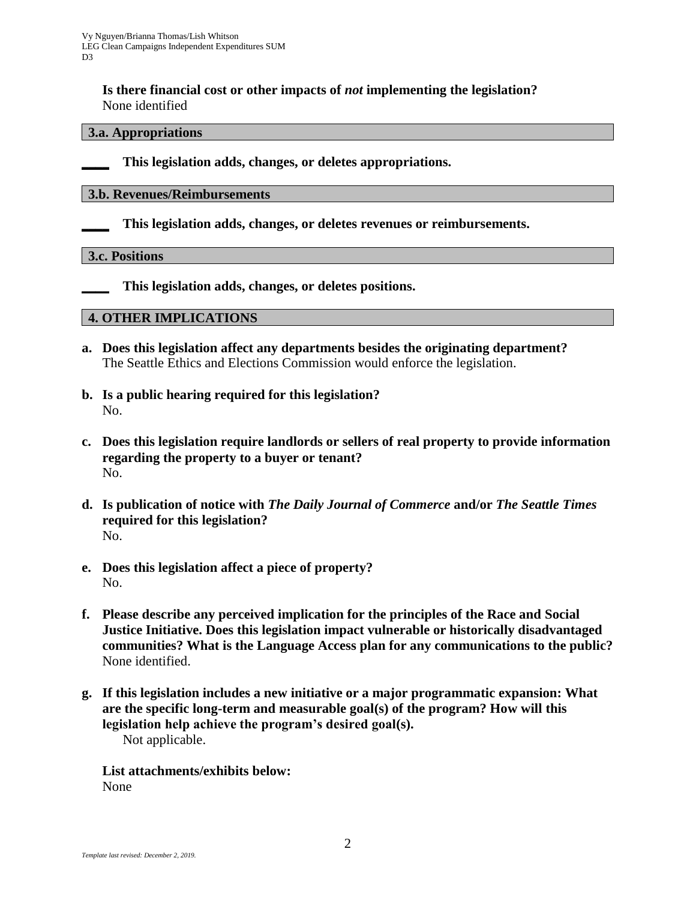**Is there financial cost or other impacts of *not* implementing the legislation?**
None identified

## 3.a. Appropriations

____ **This legislation adds, changes, or deletes appropriations.**

## 3.b. Revenues/Reimbursements

____ **This legislation adds, changes, or deletes revenues or reimbursements.**

## 3.c. Positions

____ **This legislation adds, changes, or deletes positions.**

## 4. OTHER IMPLICATIONS

**a. Does this legislation affect any departments besides the originating department?**
The Seattle Ethics and Elections Commission would enforce the legislation.

**b. Is a public hearing required for this legislation?**
No.

**c. Does this legislation require landlords or sellers of real property to provide information regarding the property to a buyer or tenant?**
No.

**d. Is publication of notice with *The Daily Journal of Commerce* and/or *The Seattle Times* required for this legislation?**
No.

**e. Does this legislation affect a piece of property?**
No.

**f. Please describe any perceived implication for the principles of the Race and Social Justice Initiative. Does this legislation impact vulnerable or historically disadvantaged communities? What is the Language Access plan for any communications to the public?**
None identified.

**g. If this legislation includes a new initiative or a major programmatic expansion: What are the specific long-term and measurable goal(s) of the program? How will this legislation help achieve the program's desired goal(s).**
Not applicable.

**List attachments/exhibits below:**
None